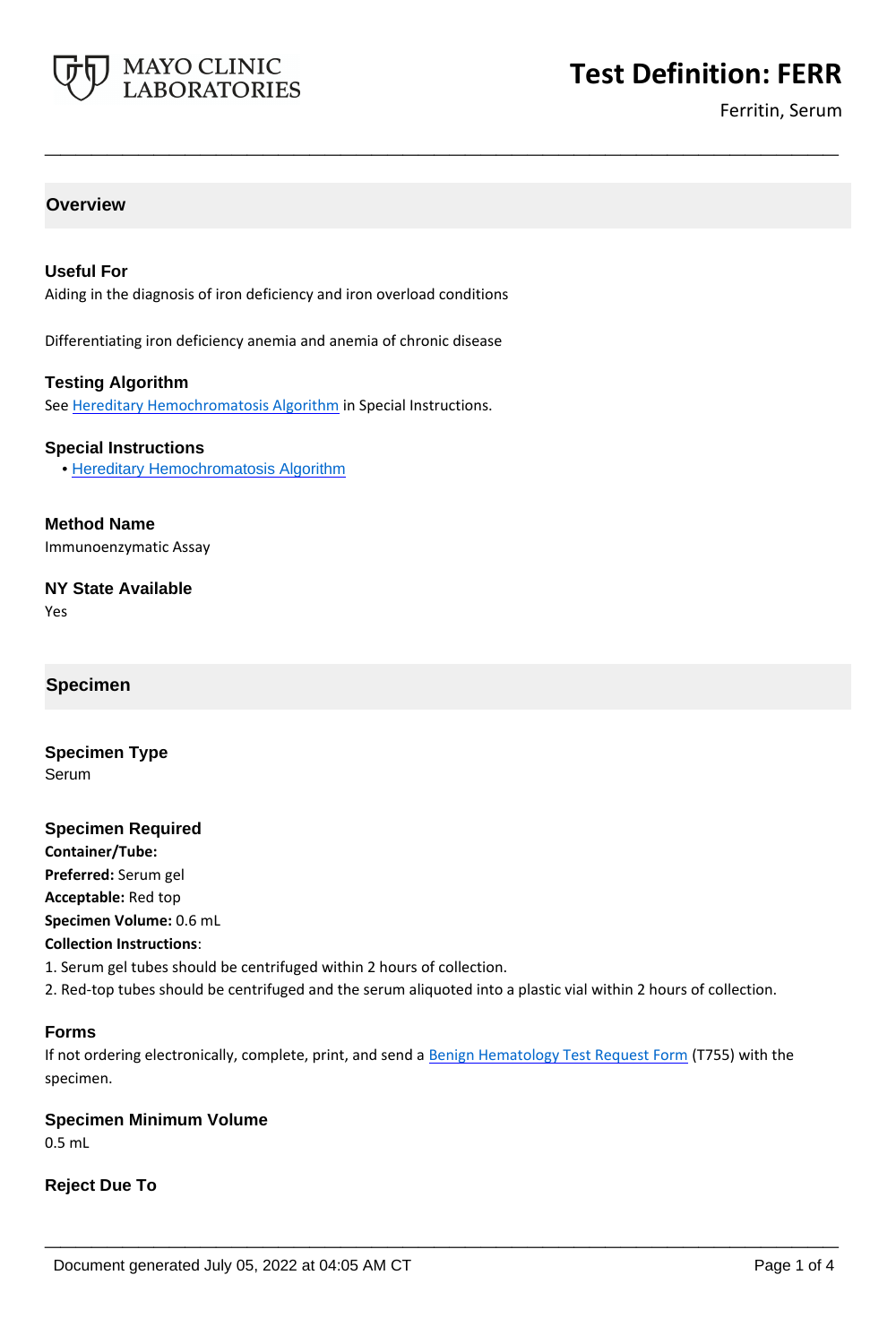# Test Definition: FERR

Ferritin, Serum

## Overview

### Useful For

Aiding in the diagnosis of iron deficiency and iron overload conditions

Differentiating iron deficiency anemia and anemia of chronic disease

### Testing Algorithm

See Hereditary Hemochromatosis Algorithm in Special Instructions.

### Special Instructions

- Hereditary Hemochromatosis Algorithm

### Method Name

Immunoenzymatic Assay

### NY State Available

Yes

## Specimen

### Specimen Type

Serum

### Specimen Required

**Container/Tube:**

**Preferred:** Serum gel

**Acceptable:** Red top

**Specimen Volume:** 0.6 mL

**Collection Instructions**:

1. Serum gel tubes should be centrifuged within 2 hours of collection.
2. Red-top tubes should be centrifuged and the serum aliquoted into a plastic vial within 2 hours of collection.

### Forms

If not ordering electronically, complete, print, and send a Benign Hematology Test Request Form (T755) with the specimen.

### Specimen Minimum Volume

0.5 mL

### Reject Due To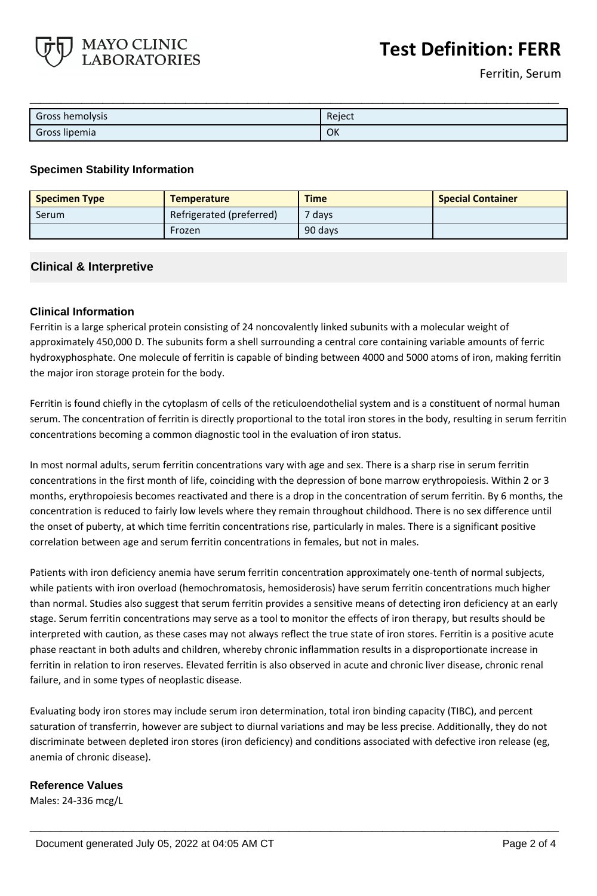| Gross hemolysis | Reject |
| --- | --- |
| Gross lipemia | OK |

### Specimen Stability Information

| Specimen Type | Temperature | Time | Special Container |
| --- | --- | --- | --- |
| Serum | Refrigerated (preferred) | 7 days | |
| | Frozen | 90 days | |

## Clinical & Interpretive

### Clinical Information

Ferritin is a large spherical protein consisting of 24 noncovalently linked subunits with a molecular weight of approximately 450,000 D. The subunits form a shell surrounding a central core containing variable amounts of ferric hydroxyphosphate. One molecule of ferritin is capable of binding between 4000 and 5000 atoms of iron, making ferritin the major iron storage protein for the body.

Ferritin is found chiefly in the cytoplasm of cells of the reticuloendothelial system and is a constituent of normal human serum. The concentration of ferritin is directly proportional to the total iron stores in the body, resulting in serum ferritin concentrations becoming a common diagnostic tool in the evaluation of iron status.

In most normal adults, serum ferritin concentrations vary with age and sex. There is a sharp rise in serum ferritin concentrations in the first month of life, coinciding with the depression of bone marrow erythropoiesis. Within 2 or 3 months, erythropoiesis becomes reactivated and there is a drop in the concentration of serum ferritin. By 6 months, the concentration is reduced to fairly low levels where they remain throughout childhood. There is no sex difference until the onset of puberty, at which time ferritin concentrations rise, particularly in males. There is a significant positive correlation between age and serum ferritin concentrations in females, but not in males.

Patients with iron deficiency anemia have serum ferritin concentration approximately one-tenth of normal subjects, while patients with iron overload (hemochromatosis, hemosiderosis) have serum ferritin concentrations much higher than normal. Studies also suggest that serum ferritin provides a sensitive means of detecting iron deficiency at an early stage. Serum ferritin concentrations may serve as a tool to monitor the effects of iron therapy, but results should be interpreted with caution, as these cases may not always reflect the true state of iron stores. Ferritin is a positive acute phase reactant in both adults and children, whereby chronic inflammation results in a disproportionate increase in ferritin in relation to iron reserves. Elevated ferritin is also observed in acute and chronic liver disease, chronic renal failure, and in some types of neoplastic disease.

Evaluating body iron stores may include serum iron determination, total iron binding capacity (TIBC), and percent saturation of transferrin, however are subject to diurnal variations and may be less precise. Additionally, they do not discriminate between depleted iron stores (iron deficiency) and conditions associated with defective iron release (eg, anemia of chronic disease).

### Reference Values

Males: 24-336 mcg/L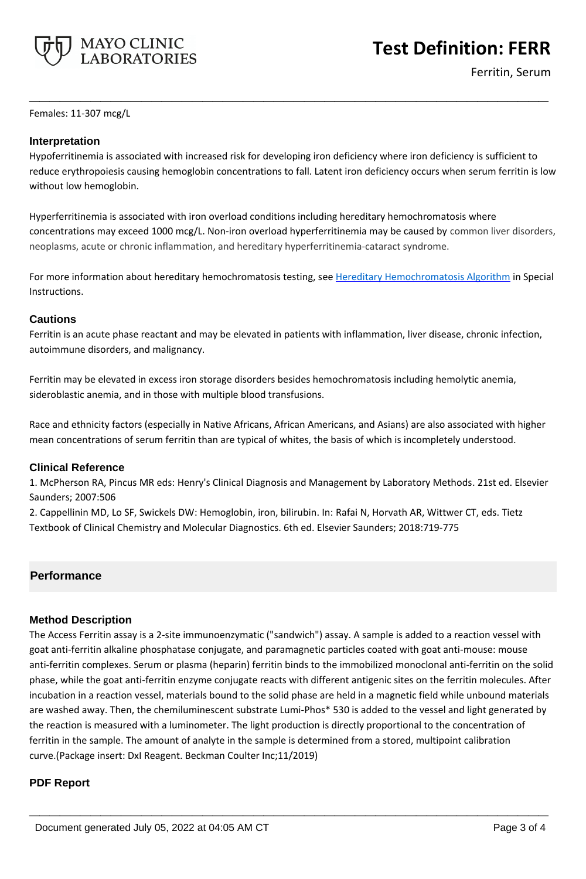Females: 11-307 mcg/L

### Interpretation

Hypoferritinemia is associated with increased risk for developing iron deficiency where iron deficiency is sufficient to reduce erythropoiesis causing hemoglobin concentrations to fall. Latent iron deficiency occurs when serum ferritin is low without low hemoglobin.

Hyperferritinemia is associated with iron overload conditions including hereditary hemochromatosis where concentrations may exceed 1000 mcg/L. Non-iron overload hyperferritinemia may be caused by common liver disorders, neoplasms, acute or chronic inflammation, and hereditary hyperferritinemia-cataract syndrome.

For more information about hereditary hemochromatosis testing, see Hereditary Hemochromatosis Algorithm in Special Instructions.

### Cautions

Ferritin is an acute phase reactant and may be elevated in patients with inflammation, liver disease, chronic infection, autoimmune disorders, and malignancy.

Ferritin may be elevated in excess iron storage disorders besides hemochromatosis including hemolytic anemia, sideroblastic anemia, and in those with multiple blood transfusions.

Race and ethnicity factors (especially in Native Africans, African Americans, and Asians) are also associated with higher mean concentrations of serum ferritin than are typical of whites, the basis of which is incompletely understood.

### Clinical Reference

1. McPherson RA, Pincus MR eds: Henry's Clinical Diagnosis and Management by Laboratory Methods. 21st ed. Elsevier Saunders; 2007:506
2. Cappellinin MD, Lo SF, Swickels DW: Hemoglobin, iron, bilirubin. In: Rafai N, Horvath AR, Wittwer CT, eds. Tietz Textbook of Clinical Chemistry and Molecular Diagnostics. 6th ed. Elsevier Saunders; 2018:719-775

## Performance

### Method Description

The Access Ferritin assay is a 2-site immunoenzymatic ("sandwich") assay. A sample is added to a reaction vessel with goat anti-ferritin alkaline phosphatase conjugate, and paramagnetic particles coated with goat anti-mouse: mouse anti-ferritin complexes. Serum or plasma (heparin) ferritin binds to the immobilized monoclonal anti-ferritin on the solid phase, while the goat anti-ferritin enzyme conjugate reacts with different antigenic sites on the ferritin molecules. After incubation in a reaction vessel, materials bound to the solid phase are held in a magnetic field while unbound materials are washed away. Then, the chemiluminescent substrate Lumi-Phos* 530 is added to the vessel and light generated by the reaction is measured with a luminometer. The light production is directly proportional to the concentration of ferritin in the sample. The amount of analyte in the sample is determined from a stored, multipoint calibration curve.(Package insert: DxI Reagent. Beckman Coulter Inc;11/2019)

### PDF Report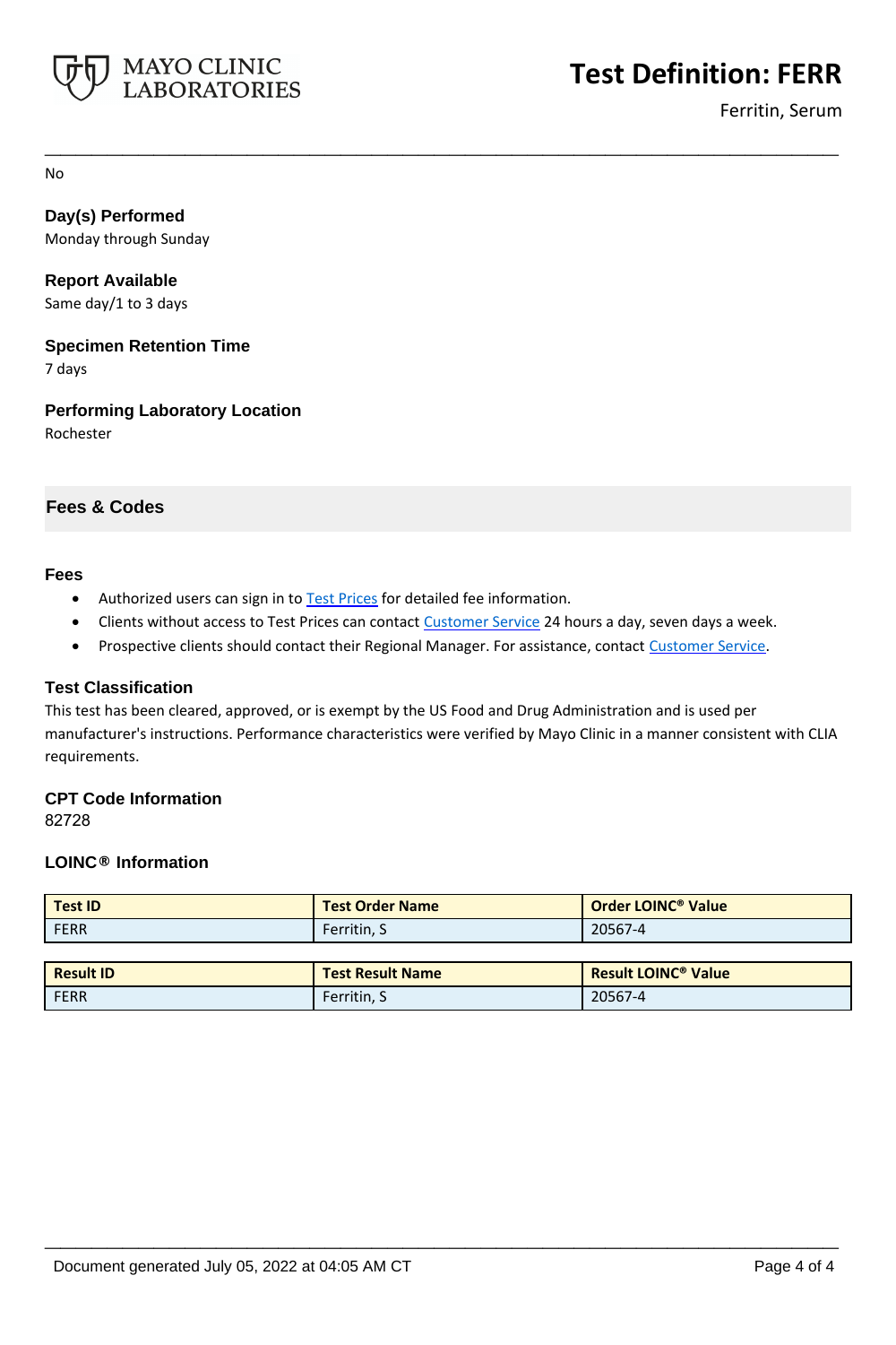No

**Day(s) Performed**

Monday through Sunday

**Report Available**

Same day/1 to 3 days

**Specimen Retention Time**

7 days

**Performing Laboratory Location**

Rochester

## Fees & Codes

**Fees**

- Authorized users can sign in to Test Prices for detailed fee information.
- Clients without access to Test Prices can contact Customer Service 24 hours a day, seven days a week.
- Prospective clients should contact their Regional Manager. For assistance, contact Customer Service.

**Test Classification**

This test has been cleared, approved, or is exempt by the US Food and Drug Administration and is used per manufacturer's instructions. Performance characteristics were verified by Mayo Clinic in a manner consistent with CLIA requirements.

**CPT Code Information**

82728

**LOINC® Information**

| Test ID | Test Order Name | Order LOINC® Value |
|---|---|---|
| FERR | Ferritin, S | 20567-4 |

| Result ID | Test Result Name | Result LOINC® Value |
|---|---|---|
| FERR | Ferritin, S | 20567-4 |